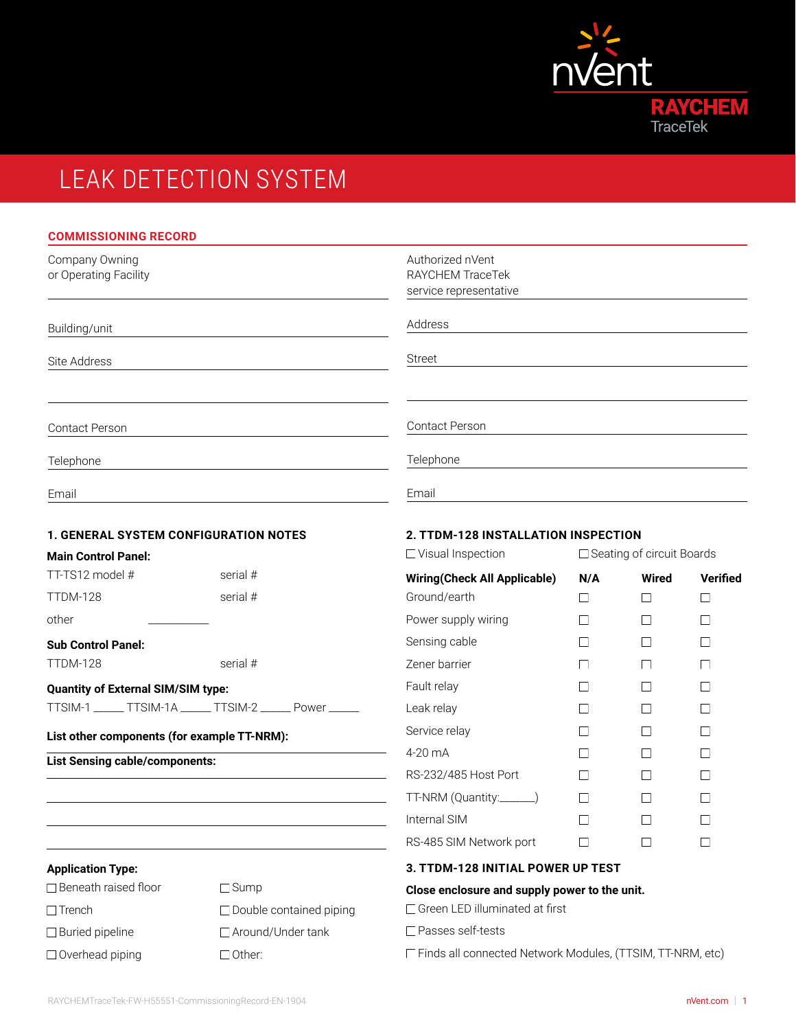nVent RAYCHEM TraceTek

# LEAK DETECTION SYSTEM

## COMMISSIONING RECORD

| | |
|---|---|
| Company Owning or Operating Facility | Authorized nVent RAYCHEM TraceTek service representative |
| Building/unit | Address |
| Site Address | Street |
| | |
| Contact Person | Contact Person |
| Telephone | Telephone |
| Email | Email |

### 1. GENERAL SYSTEM CONFIGURATION NOTES

**Main Control Panel:**

TT-TS12 model # serial #

TTDM-128 serial #

other ___________

**Sub Control Panel:**

TTDM-128 serial #

**Quantity of External SIM/SIM type:**

TTSIM-1 _____ TTSIM-1A _____ TTSIM-2 _____ Power _____

**List other components (for example TT-NRM):**

**List Sensing cable/components:**

**Application Type:**

- ☐ Beneath raised floor
- ☐ Trench
- ☐ Buried pipeline
- ☐ Overhead piping
- ☐ Sump
- ☐ Double contained piping
- ☐ Around/Under tank
- ☐ Other:

### 2. TTDM-128 INSTALLATION INSPECTION

☐ Visual Inspection ☐ Seating of circuit Boards

| Wiring(Check All Applicable) | N/A | Wired | Verified |
|---|---|---|---|
| Ground/earth | ☐ | ☐ | ☐ |
| Power supply wiring | ☐ | ☐ | ☐ |
| Sensing cable | ☐ | ☐ | ☐ |
| Zener barrier | ☐ | ☐ | ☐ |
| Fault relay | ☐ | ☐ | ☐ |
| Leak relay | ☐ | ☐ | ☐ |
| Service relay | ☐ | ☐ | ☐ |
| 4-20 mA | ☐ | ☐ | ☐ |
| RS-232/485 Host Port | ☐ | ☐ | ☐ |
| TT-NRM (Quantity:______) | ☐ | ☐ | ☐ |
| Internal SIM | ☐ | ☐ | ☐ |
| RS-485 SIM Network port | ☐ | ☐ | ☐ |

### 3. TTDM-128 INITIAL POWER UP TEST

**Close enclosure and supply power to the unit.**

- ☐ Green LED illuminated at first
- ☐ Passes self-tests
- ☐ Finds all connected Network Modules, (TTSIM, TT-NRM, etc)

RAYCHEMTraceTek-FW-H55551-CommissioningRecord-EN-1904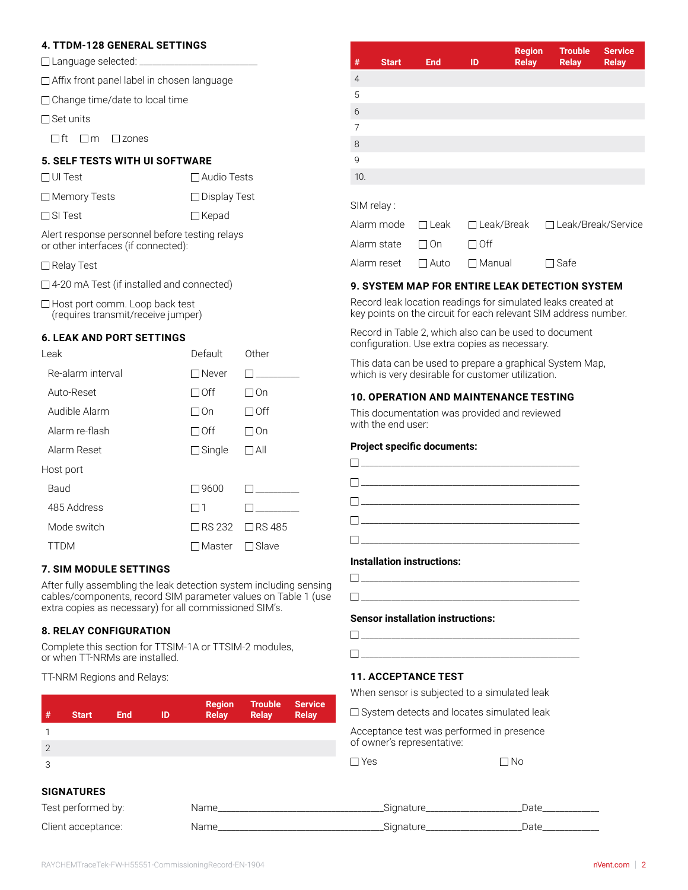## 4. TTDM-128 GENERAL SETTINGS

☐ Language selected: ______________________

☐ Affix front panel label in chosen language

☐ Change time/date to local time

☐ Set units

☐ ft ☐ m ☐ zones

## 5. SELF TESTS WITH UI SOFTWARE

☐ UI Test ☐ Audio Tests

☐ Memory Tests ☐ Display Test

☐ SI Test ☐ Kepad

Alert response personnel before testing relays or other interfaces (if connected):

☐ Relay Test

☐ 4-20 mA Test (if installed and connected)

☐ Host port comm. Loop back test (requires transmit/receive jumper)

## 6. LEAK AND PORT SETTINGS

| Leak | Default | Other |
|---|---|---|
| Re-alarm interval | ☐ Never | ☐ ________ |
| Auto-Reset | ☐ Off | ☐ On |
| Audible Alarm | ☐ On | ☐ Off |
| Alarm re-flash | ☐ Off | ☐ On |
| Alarm Reset | ☐ Single | ☐ All |
| **Host port** | | |
| Baud | ☐ 9600 | ☐ ________ |
| 485 Address | ☐ 1 | ☐ ________ |
| Mode switch | ☐ RS 232 | ☐ RS 485 |
| TTDM | ☐ Master | ☐ Slave |

## 7. SIM MODULE SETTINGS

After fully assembling the leak detection system including sensing cables/components, record SIM parameter values on Table 1 (use extra copies as necessary) for all commissioned SIM's.

## 8. RELAY CONFIGURATION

Complete this section for TTSIM-1A or TTSIM-2 modules, or when TT-NRMs are installed.

TT-NRM Regions and Relays:

| # | Start | End | ID | Region Relay | Trouble Relay | Service Relay |
|---|---|---|---|---|---|---|
| 1 | | | | | | |
| 2 | | | | | | |
| 3 | | | | | | |
| 4 | | | | | | |
| 5 | | | | | | |
| 6 | | | | | | |
| 7 | | | | | | |
| 8 | | | | | | |
| 9 | | | | | | |
| 10. | | | | | | |

SIM relay :

Alarm mode ☐ Leak ☐ Leak/Break ☐ Leak/Break/Service

Alarm state ☐ On ☐ Off

Alarm reset ☐ Auto ☐ Manual ☐ Safe

## 9. SYSTEM MAP FOR ENTIRE LEAK DETECTION SYSTEM

Record leak location readings for simulated leaks created at key points on the circuit for each relevant SIM address number.

Record in Table 2, which also can be used to document configuration. Use extra copies as necessary.

This data can be used to prepare a graphical System Map, which is very desirable for customer utilization.

## 10. OPERATION AND MAINTENANCE TESTING

This documentation was provided and reviewed with the end user:

**Project specific documents:**

☐ ________________________________________

☐ ________________________________________

☐ ________________________________________

☐ ________________________________________

☐ ________________________________________

**Installation instructions:**

☐ ________________________________________

☐ ________________________________________

**Sensor installation instructions:**

☐ ________________________________________

☐ ________________________________________

## 11. ACCEPTANCE TEST

When sensor is subjected to a simulated leak

☐ System detects and locates simulated leak

Acceptance test was performed in presence of owner's representative:

☐ Yes ☐ No

## SIGNATURES

Test performed by: Name______________________________Signature__________________Date___________

Client acceptance: Name______________________________Signature__________________Date___________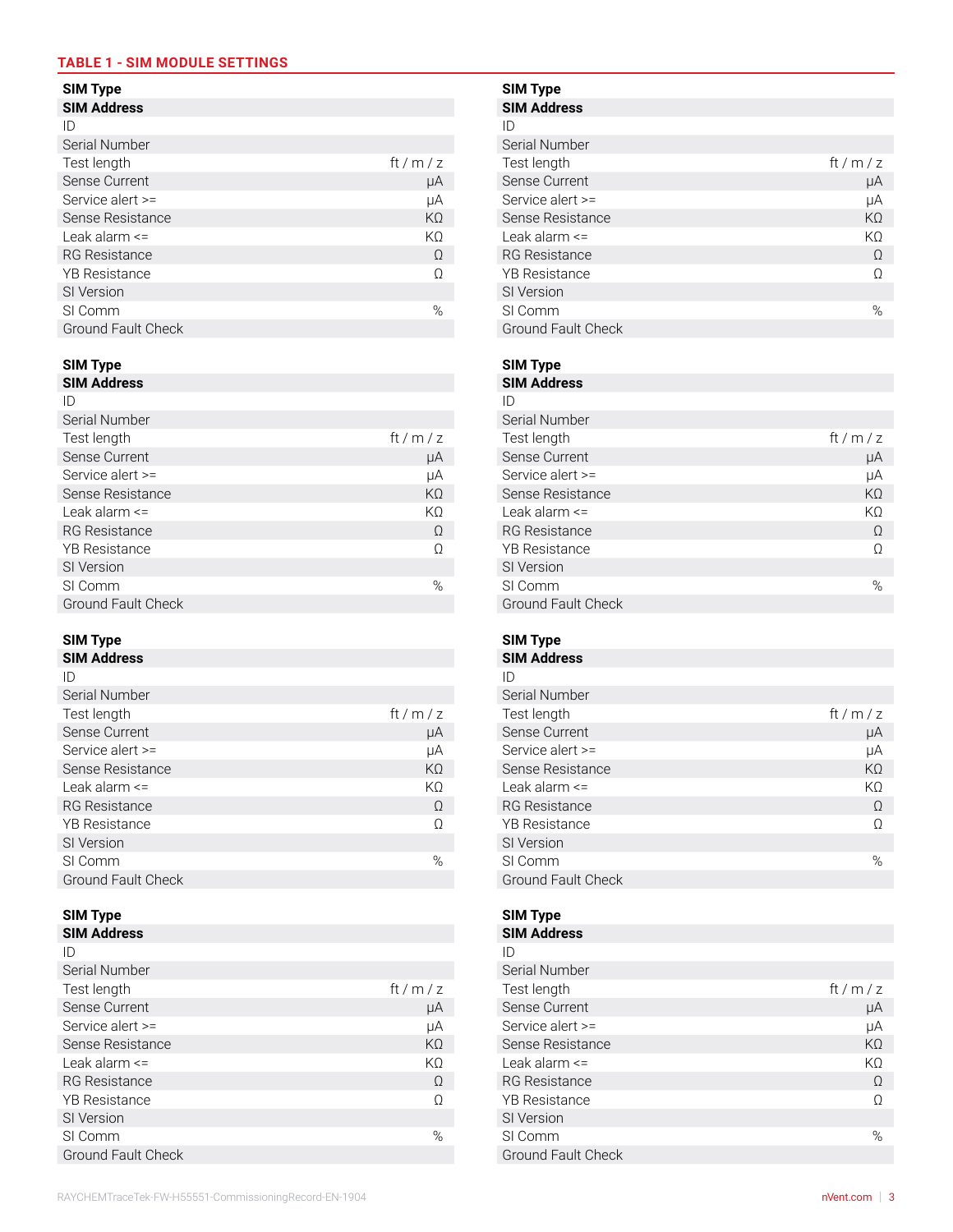## TABLE 1 - SIM MODULE SETTINGS

| SIM Type | |
|---|---|
| **SIM Address** | |
| ID | |
| Serial Number | |
| Test length | ft / m / z |
| Sense Current | µA |
| Service alert >= | µA |
| Sense Resistance | KΩ |
| Leak alarm <= | KΩ |
| RG Resistance | Ω |
| YB Resistance | Ω |
| SI Version | |
| SI Comm | % |
| Ground Fault Check | |

| SIM Type | |
|---|---|
| **SIM Address** | |
| ID | |
| Serial Number | |
| Test length | ft / m / z |
| Sense Current | µA |
| Service alert >= | µA |
| Sense Resistance | KΩ |
| Leak alarm <= | KΩ |
| RG Resistance | Ω |
| YB Resistance | Ω |
| SI Version | |
| SI Comm | % |
| Ground Fault Check | |

| SIM Type | |
|---|---|
| **SIM Address** | |
| ID | |
| Serial Number | |
| Test length | ft / m / z |
| Sense Current | µA |
| Service alert >= | µA |
| Sense Resistance | KΩ |
| Leak alarm <= | KΩ |
| RG Resistance | Ω |
| YB Resistance | Ω |
| SI Version | |
| SI Comm | % |
| Ground Fault Check | |

| SIM Type | |
|---|---|
| **SIM Address** | |
| ID | |
| Serial Number | |
| Test length | ft / m / z |
| Sense Current | µA |
| Service alert >= | µA |
| Sense Resistance | KΩ |
| Leak alarm <= | KΩ |
| RG Resistance | Ω |
| YB Resistance | Ω |
| SI Version | |
| SI Comm | % |
| Ground Fault Check | |

| SIM Type | |
|---|---|
| **SIM Address** | |
| ID | |
| Serial Number | |
| Test length | ft / m / z |
| Sense Current | µA |
| Service alert >= | µA |
| Sense Resistance | KΩ |
| Leak alarm <= | KΩ |
| RG Resistance | Ω |
| YB Resistance | Ω |
| SI Version | |
| SI Comm | % |
| Ground Fault Check | |

| SIM Type | |
|---|---|
| **SIM Address** | |
| ID | |
| Serial Number | |
| Test length | ft / m / z |
| Sense Current | µA |
| Service alert >= | µA |
| Sense Resistance | KΩ |
| Leak alarm <= | KΩ |
| RG Resistance | Ω |
| YB Resistance | Ω |
| SI Version | |
| SI Comm | % |
| Ground Fault Check | |

| SIM Type | |
|---|---|
| **SIM Address** | |
| ID | |
| Serial Number | |
| Test length | ft / m / z |
| Sense Current | µA |
| Service alert >= | µA |
| Sense Resistance | KΩ |
| Leak alarm <= | KΩ |
| RG Resistance | Ω |
| YB Resistance | Ω |
| SI Version | |
| SI Comm | % |
| Ground Fault Check | |

| SIM Type | |
|---|---|
| **SIM Address** | |
| ID | |
| Serial Number | |
| Test length | ft / m / z |
| Sense Current | µA |
| Service alert >= | µA |
| Sense Resistance | KΩ |
| Leak alarm <= | KΩ |
| RG Resistance | Ω |
| YB Resistance | Ω |
| SI Version | |
| SI Comm | % |
| Ground Fault Check | |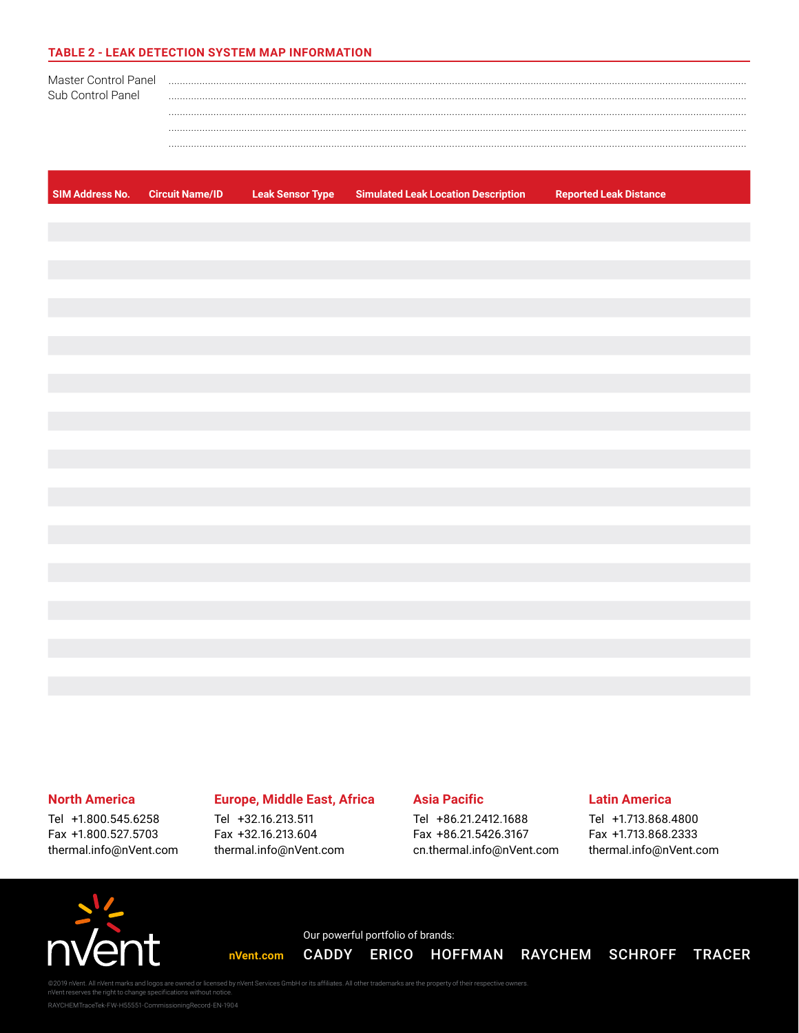## TABLE 2 - LEAK DETECTION SYSTEM MAP INFORMATION

Master Control Panel ................................................................................................

Sub Control Panel ................................................................................................

................................................................................................

................................................................................................

................................................................................................

| SIM Address No. | Circuit Name/ID | Leak Sensor Type | Simulated Leak Location Description | Reported Leak Distance |
|---|---|---|---|---|
| | | | | |
| | | | | |
| | | | | |
| | | | | |
| | | | | |
| | | | | |
| | | | | |
| | | | | |
| | | | | |
| | | | | |
| | | | | |
| | | | | |
| | | | | |
| | | | | |
| | | | | |
| | | | | |
| | | | | |
| | | | | |
| | | | | |
| | | | | |
| | | | | |
| | | | | |
| | | | | |
| | | | | |
| | | | | |
| | | | | |

**North America**
Tel +1.800.545.6258
Fax +1.800.527.5703
thermal.info@nVent.com

**Europe, Middle East, Africa**
Tel +32.16.213.511
Fax +32.16.213.604
thermal.info@nVent.com

**Asia Pacific**
Tel +86.21.2412.1688
Fax +86.21.5426.3167
cn.thermal.info@nVent.com

**Latin America**
Tel +1.713.868.4800
Fax +1.713.868.2333
thermal.info@nVent.com

nVent.com

Our powerful portfolio of brands:

CADDY ERICO HOFFMAN RAYCHEM SCHROFF TRACER

©2019 nVent. All nVent marks and logos are owned or licensed by nVent Services GmbH or its affiliates. All other trademarks are the property of their respective owners.
nVent reserves the right to change specifications without notice.

RAYCHEMTraceTek-FW-H55551-CommissioningRecord-EN-1904